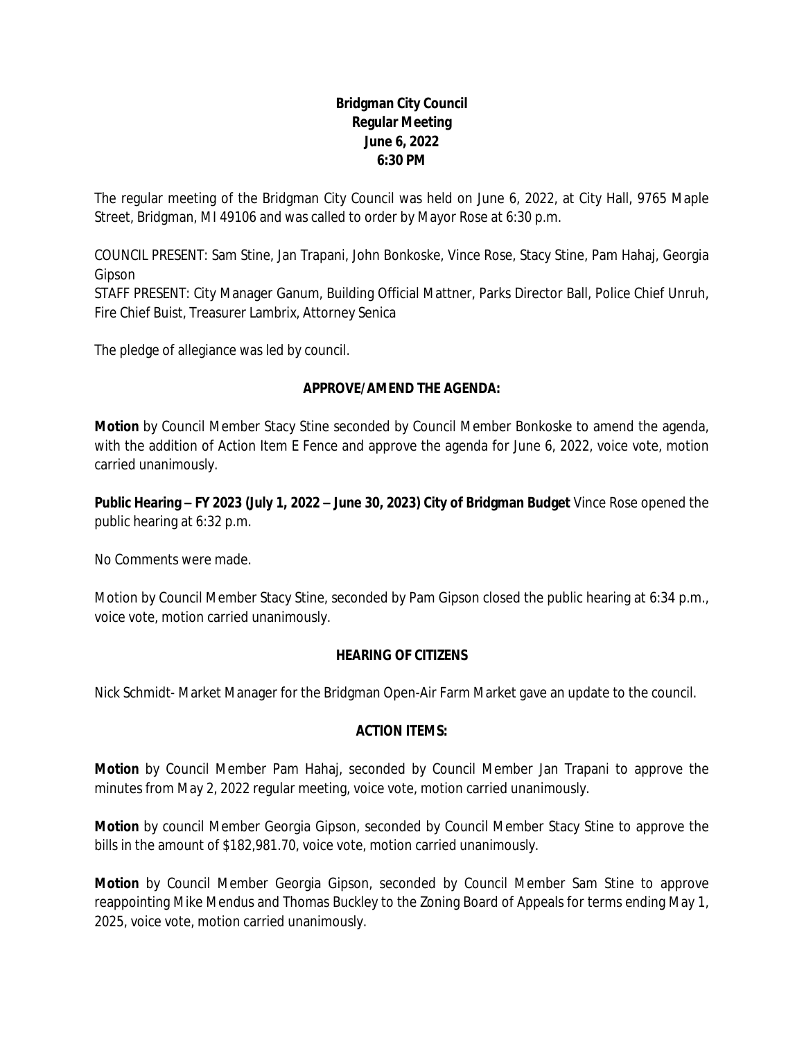**Bridgman City Council**
**Regular Meeting**
**June 6, 2022**
**6:30 PM**

The regular meeting of the Bridgman City Council was held on June 6, 2022, at City Hall, 9765 Maple Street, Bridgman, MI 49106 and was called to order by Mayor Rose at 6:30 p.m.

COUNCIL PRESENT: Sam Stine, Jan Trapani, John Bonkoske, Vince Rose, Stacy Stine, Pam Hahaj, Georgia Gipson
STAFF PRESENT: City Manager Ganum, Building Official Mattner, Parks Director Ball, Police Chief Unruh, Fire Chief Buist, Treasurer Lambrix, Attorney Senica

The pledge of allegiance was led by council.

**APPROVE/AMEND THE AGENDA:**

**Motion** by Council Member Stacy Stine seconded by Council Member Bonkoske to amend the agenda, with the addition of Action Item E Fence and approve the agenda for June 6, 2022, voice vote, motion carried unanimously.

**Public Hearing – FY 2023 (July 1, 2022 – June 30, 2023) City of Bridgman Budget** Vince Rose opened the public hearing at 6:32 p.m.

No Comments were made.

Motion by Council Member Stacy Stine, seconded by Pam Gipson closed the public hearing at 6:34 p.m., voice vote, motion carried unanimously.

**HEARING OF CITIZENS**

Nick Schmidt- Market Manager for the Bridgman Open-Air Farm Market gave an update to the council.

**ACTION ITEMS:**

**Motion** by Council Member Pam Hahaj, seconded by Council Member Jan Trapani to approve the minutes from May 2, 2022 regular meeting, voice vote, motion carried unanimously.

**Motion** by council Member Georgia Gipson, seconded by Council Member Stacy Stine to approve the bills in the amount of $182,981.70, voice vote, motion carried unanimously.

**Motion** by Council Member Georgia Gipson, seconded by Council Member Sam Stine to approve reappointing Mike Mendus and Thomas Buckley to the Zoning Board of Appeals for terms ending May 1, 2025, voice vote, motion carried unanimously.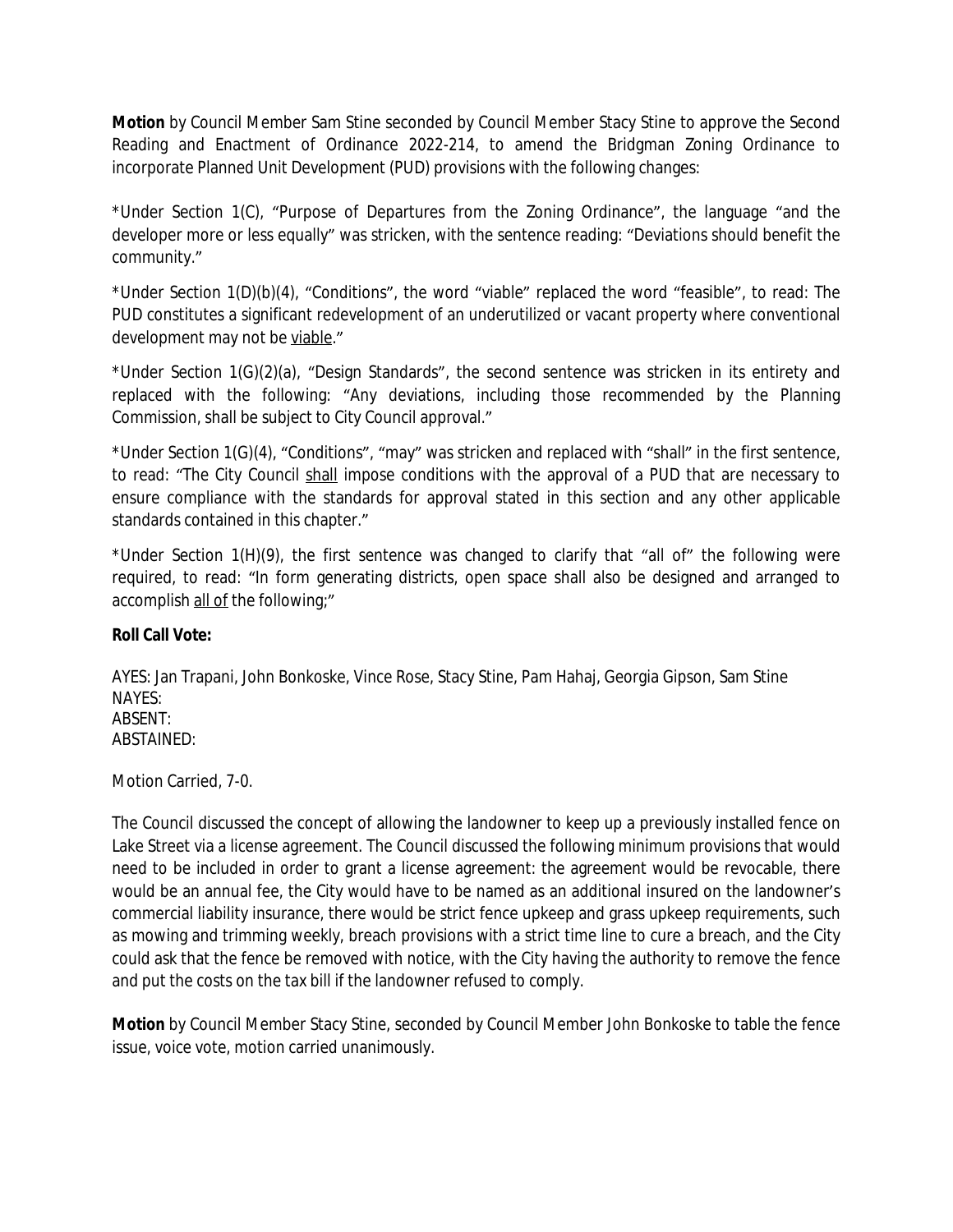**Motion** by Council Member Sam Stine seconded by Council Member Stacy Stine to approve the Second Reading and Enactment of Ordinance 2022-214, to amend the Bridgman Zoning Ordinance to incorporate Planned Unit Development (PUD) provisions with the following changes:

*Under Section 1(C), "Purpose of Departures from the Zoning Ordinance", the language "and the developer more or less equally" was stricken, with the sentence reading: "Deviations should benefit the community."

*Under Section 1(D)(b)(4), "Conditions", the word "viable" replaced the word "feasible", to read: The PUD constitutes a significant redevelopment of an underutilized or vacant property where conventional development may not be <u>viable</u>."

*Under Section 1(G)(2)(a), "Design Standards", the second sentence was stricken in its entirety and replaced with the following: "Any deviations, including those recommended by the Planning Commission, shall be subject to City Council approval."

*Under Section 1(G)(4), "Conditions", "may" was stricken and replaced with "shall" in the first sentence, to read: "The City Council <u>shall</u> impose conditions with the approval of a PUD that are necessary to ensure compliance with the standards for approval stated in this section and any other applicable standards contained in this chapter."

*Under Section 1(H)(9), the first sentence was changed to clarify that "all of" the following were required, to read: "In form generating districts, open space shall also be designed and arranged to accomplish <u>all of</u> the following;"

**Roll Call Vote:**

AYES: Jan Trapani, John Bonkoske, Vince Rose, Stacy Stine, Pam Hahaj, Georgia Gipson, Sam Stine
NAYES:
ABSENT:
ABSTAINED:

Motion Carried, 7-0.

The Council discussed the concept of allowing the landowner to keep up a previously installed fence on Lake Street via a license agreement. The Council discussed the following minimum provisions that would need to be included in order to grant a license agreement: the agreement would be revocable, there would be an annual fee, the City would have to be named as an additional insured on the landowner's commercial liability insurance, there would be strict fence upkeep and grass upkeep requirements, such as mowing and trimming weekly, breach provisions with a strict time line to cure a breach, and the City could ask that the fence be removed with notice, with the City having the authority to remove the fence and put the costs on the tax bill if the landowner refused to comply.

**Motion** by Council Member Stacy Stine, seconded by Council Member John Bonkoske to table the fence issue, voice vote, motion carried unanimously.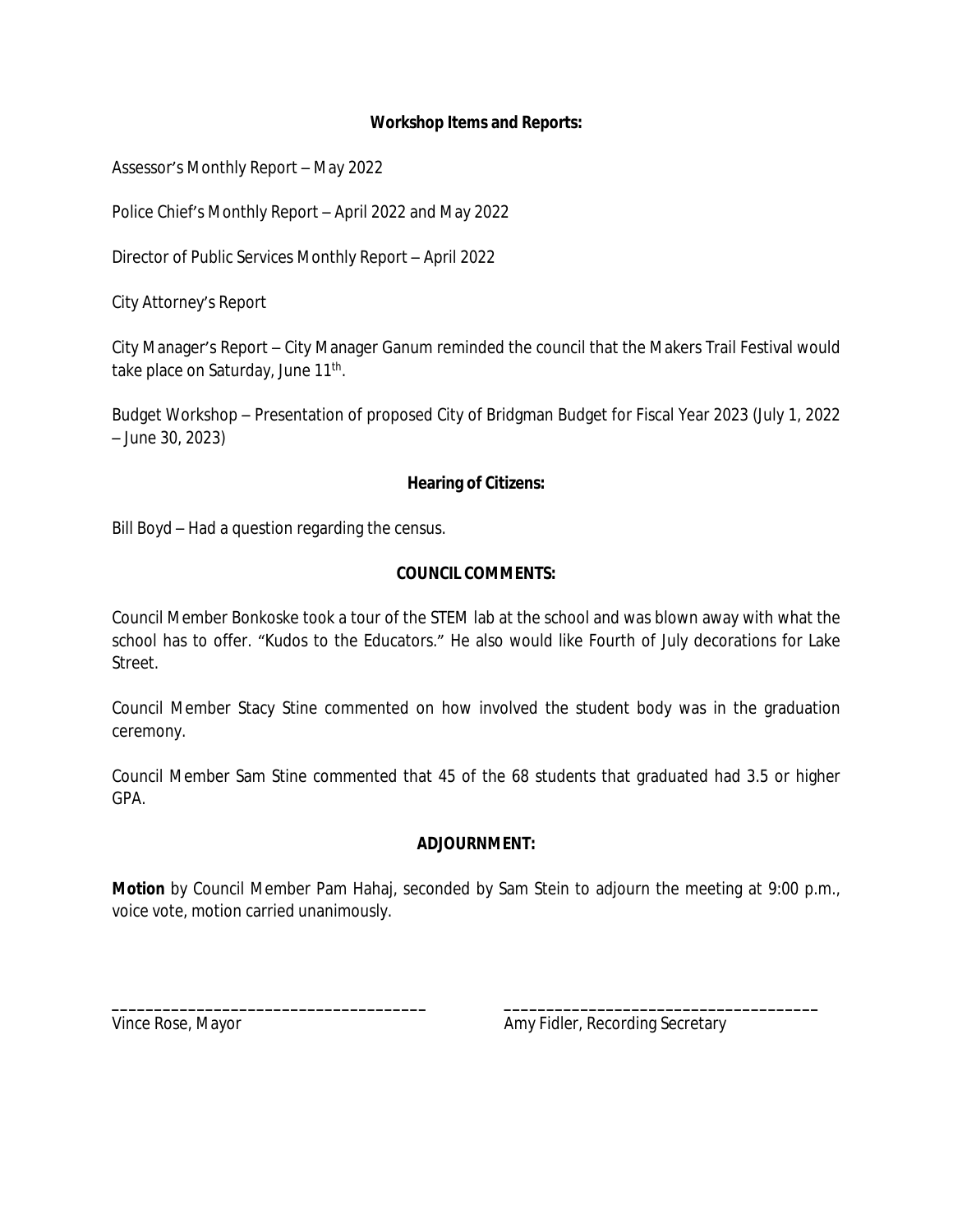**Workshop Items and Reports:**

Assessor's Monthly Report – May 2022

Police Chief's Monthly Report – April 2022 and May 2022

Director of Public Services Monthly Report – April 2022

City Attorney's Report

City Manager's Report – City Manager Ganum reminded the council that the Makers Trail Festival would take place on Saturday, June 11th.

Budget Workshop – Presentation of proposed City of Bridgman Budget for Fiscal Year 2023 (July 1, 2022 – June 30, 2023)

**Hearing of Citizens:**

Bill Boyd – Had a question regarding the census.

**COUNCIL COMMENTS:**

Council Member Bonkoske took a tour of the STEM lab at the school and was blown away with what the school has to offer. "Kudos to the Educators." He also would like Fourth of July decorations for Lake Street.

Council Member Stacy Stine commented on how involved the student body was in the graduation ceremony.

Council Member Sam Stine commented that 45 of the 68 students that graduated had 3.5 or higher GPA.

**ADJOURNMENT:**

**Motion** by Council Member Pam Hahaj, seconded by Sam Stein to adjourn the meeting at 9:00 p.m., voice vote, motion carried unanimously.

_____________________________________ _____________________________________

Vince Rose, Mayor Amy Fidler, Recording Secretary